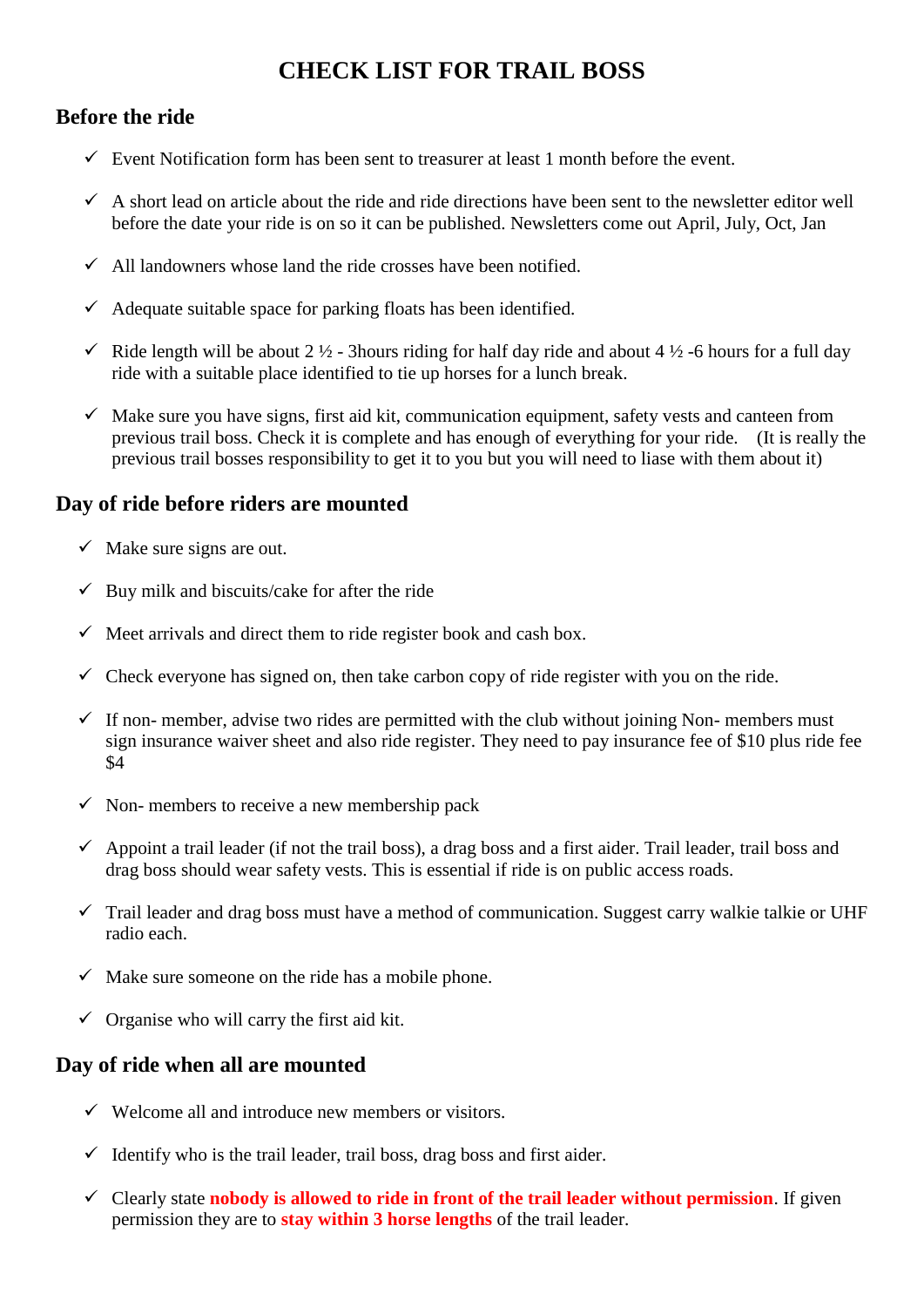# CHECK LIST FOR TRAIL BOSS

## Before the ride

- ✓ Event Notification form has been sent to treasurer at least 1 month before the event.
- ✓ A short lead on article about the ride and ride directions have been sent to the newsletter editor well before the date your ride is on so it can be published. Newsletters come out April, July, Oct, Jan
- ✓ All landowners whose land the ride crosses have been notified.
- ✓ Adequate suitable space for parking floats has been identified.
- ✓ Ride length will be about 2 ½ - 3hours riding for half day ride and about 4 ½ -6 hours for a full day ride with a suitable place identified to tie up horses for a lunch break.
- ✓ Make sure you have signs, first aid kit, communication equipment, safety vests and canteen from previous trail boss. Check it is complete and has enough of everything for your ride. (It is really the previous trail bosses responsibility to get it to you but you will need to liase with them about it)

## Day of ride before riders are mounted

- ✓ Make sure signs are out.
- ✓ Buy milk and biscuits/cake for after the ride
- ✓ Meet arrivals and direct them to ride register book and cash box.
- ✓ Check everyone has signed on, then take carbon copy of ride register with you on the ride.
- ✓ If non- member, advise two rides are permitted with the club without joining Non- members must sign insurance waiver sheet and also ride register. They need to pay insurance fee of $10 plus ride fee $4
- ✓ Non- members to receive a new membership pack
- ✓ Appoint a trail leader (if not the trail boss), a drag boss and a first aider. Trail leader, trail boss and drag boss should wear safety vests. This is essential if ride is on public access roads.
- ✓ Trail leader and drag boss must have a method of communication. Suggest carry walkie talkie or UHF radio each.
- ✓ Make sure someone on the ride has a mobile phone.
- ✓ Organise who will carry the first aid kit.

## Day of ride when all are mounted

- ✓ Welcome all and introduce new members or visitors.
- ✓ Identify who is the trail leader, trail boss, drag boss and first aider.
- ✓ Clearly state **nobody is allowed to ride in front of the trail leader without permission**. If given permission they are to **stay within 3 horse lengths** of the trail leader.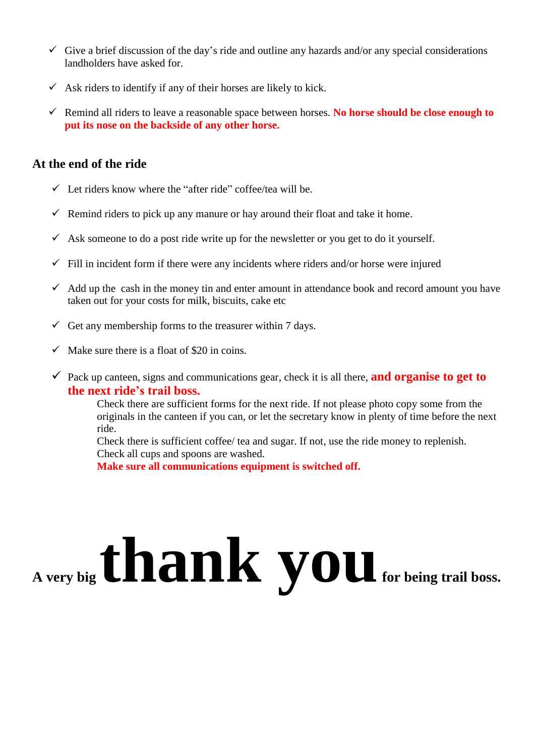- ✓ Give a brief discussion of the day's ride and outline any hazards and/or any special considerations landholders have asked for.
- ✓ Ask riders to identify if any of their horses are likely to kick.
- ✓ Remind all riders to leave a reasonable space between horses. **No horse should be close enough to put its nose on the backside of any other horse.**

## At the end of the ride

- ✓ Let riders know where the "after ride" coffee/tea will be.
- ✓ Remind riders to pick up any manure or hay around their float and take it home.
- ✓ Ask someone to do a post ride write up for the newsletter or you get to do it yourself.
- ✓ Fill in incident form if there were any incidents where riders and/or horse were injured
- ✓ Add up the cash in the money tin and enter amount in attendance book and record amount you have taken out for your costs for milk, biscuits, cake etc
- ✓ Get any membership forms to the treasurer within 7 days.
- ✓ Make sure there is a float of $20 in coins.
- ✓ Pack up canteen, signs and communications gear, check it is all there, **and organise to get to the next ride's trail boss.**

  Check there are sufficient forms for the next ride. If not please photo copy some from the originals in the canteen if you can, or let the secretary know in plenty of time before the next ride.
  Check there is sufficient coffee/ tea and sugar. If not, use the ride money to replenish.
  Check all cups and spoons are washed.
  **Make sure all communications equipment is switched off.**

**A very big thank you for being trail boss.**